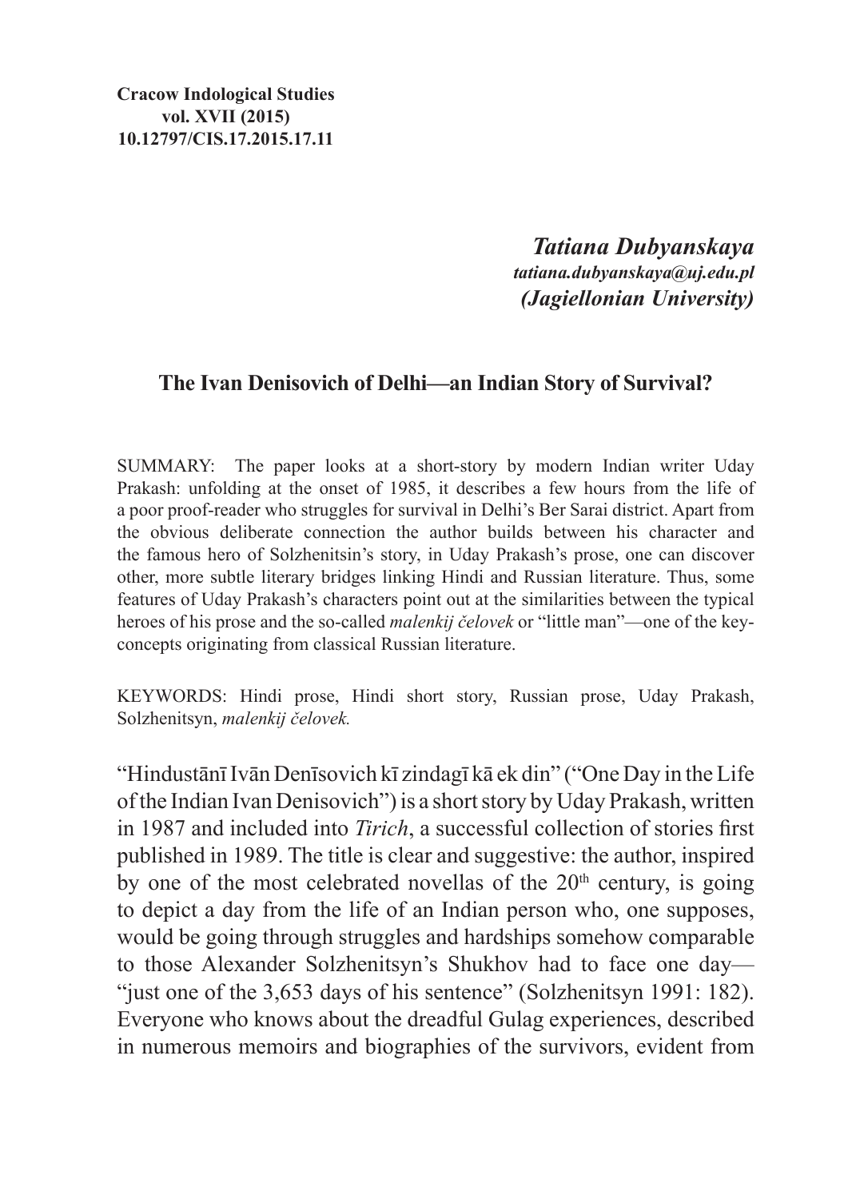**Cracow Indological Studies**
**vol. XVII (2015)**
**10.12797/CIS.17.2015.17.11**

***Tatiana Dubyanskaya***
***tatiana.dubyanskaya@uj.edu.pl***
***(Jagiellonian University)***

## The Ivan Denisovich of Delhi—an Indian Story of Survival?

SUMMARY: The paper looks at a short-story by modern Indian writer Uday Prakash: unfolding at the onset of 1985, it describes a few hours from the life of a poor proof-reader who struggles for survival in Delhi's Ber Sarai district. Apart from the obvious deliberate connection the author builds between his character and the famous hero of Solzhenitsin's story, in Uday Prakash's prose, one can discover other, more subtle literary bridges linking Hindi and Russian literature. Thus, some features of Uday Prakash's characters point out at the similarities between the typical heroes of his prose and the so-called *malenkij čelovek* or "little man"—one of the key-concepts originating from classical Russian literature.

KEYWORDS: Hindi prose, Hindi short story, Russian prose, Uday Prakash, Solzhenitsyn, *malenkij čelovek.*

"Hindustānī Ivān Denīsovich kī zindagī kā ek din" ("One Day in the Life of the Indian Ivan Denisovich") is a short story by Uday Prakash, written in 1987 and included into *Tirich*, a successful collection of stories first published in 1989. The title is clear and suggestive: the author, inspired by one of the most celebrated novellas of the 20th century, is going to depict a day from the life of an Indian person who, one supposes, would be going through struggles and hardships somehow comparable to those Alexander Solzhenitsyn's Shukhov had to face one day—"just one of the 3,653 days of his sentence" (Solzhenitsyn 1991: 182). Everyone who knows about the dreadful Gulag experiences, described in numerous memoirs and biographies of the survivors, evident from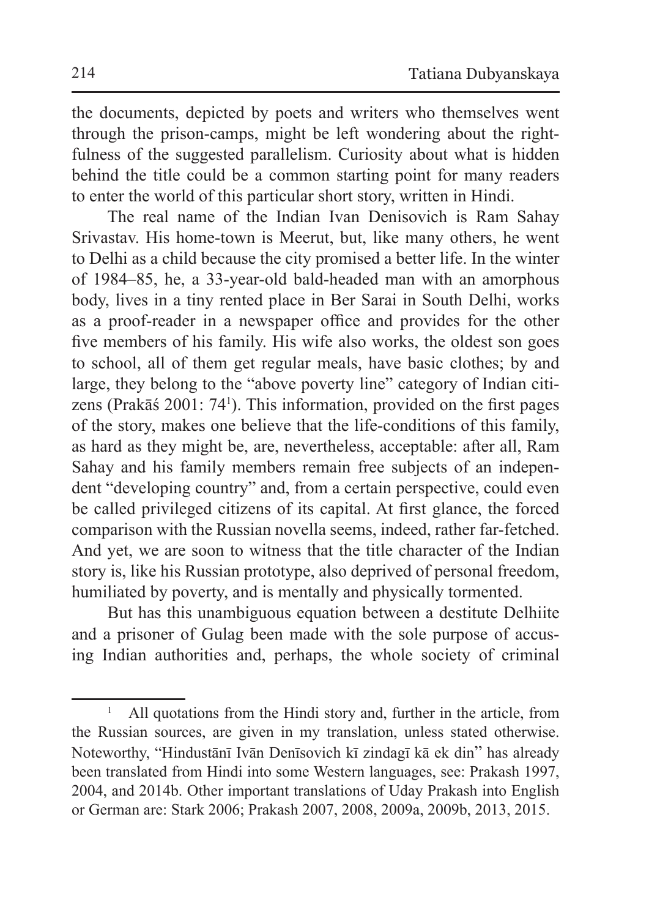the documents, depicted by poets and writers who themselves went through the prison-camps, might be left wondering about the rightfulness of the suggested parallelism. Curiosity about what is hidden behind the title could be a common starting point for many readers to enter the world of this particular short story, written in Hindi.

The real name of the Indian Ivan Denisovich is Ram Sahay Srivastav. His home-town is Meerut, but, like many others, he went to Delhi as a child because the city promised a better life. In the winter of 1984–85, he, a 33-year-old bald-headed man with an amorphous body, lives in a tiny rented place in Ber Sarai in South Delhi, works as a proof-reader in a newspaper office and provides for the other five members of his family. His wife also works, the oldest son goes to school, all of them get regular meals, have basic clothes; by and large, they belong to the "above poverty line" category of Indian citizens (Prakāś 2001: 74[1]). This information, provided on the first pages of the story, makes one believe that the life-conditions of this family, as hard as they might be, are, nevertheless, acceptable: after all, Ram Sahay and his family members remain free subjects of an independent "developing country" and, from a certain perspective, could even be called privileged citizens of its capital. At first glance, the forced comparison with the Russian novella seems, indeed, rather far-fetched. And yet, we are soon to witness that the title character of the Indian story is, like his Russian prototype, also deprived of personal freedom, humiliated by poverty, and is mentally and physically tormented.

But has this unambiguous equation between a destitute Delhiite and a prisoner of Gulag been made with the sole purpose of accusing Indian authorities and, perhaps, the whole society of criminal

[1] All quotations from the Hindi story and, further in the article, from the Russian sources, are given in my translation, unless stated otherwise. Noteworthy, "Hindustānī Ivān Denīsovich kī zindagī kā ek din" has already been translated from Hindi into some Western languages, see: Prakash 1997, 2004, and 2014b. Other important translations of Uday Prakash into English or German are: Stark 2006; Prakash 2007, 2008, 2009a, 2009b, 2013, 2015.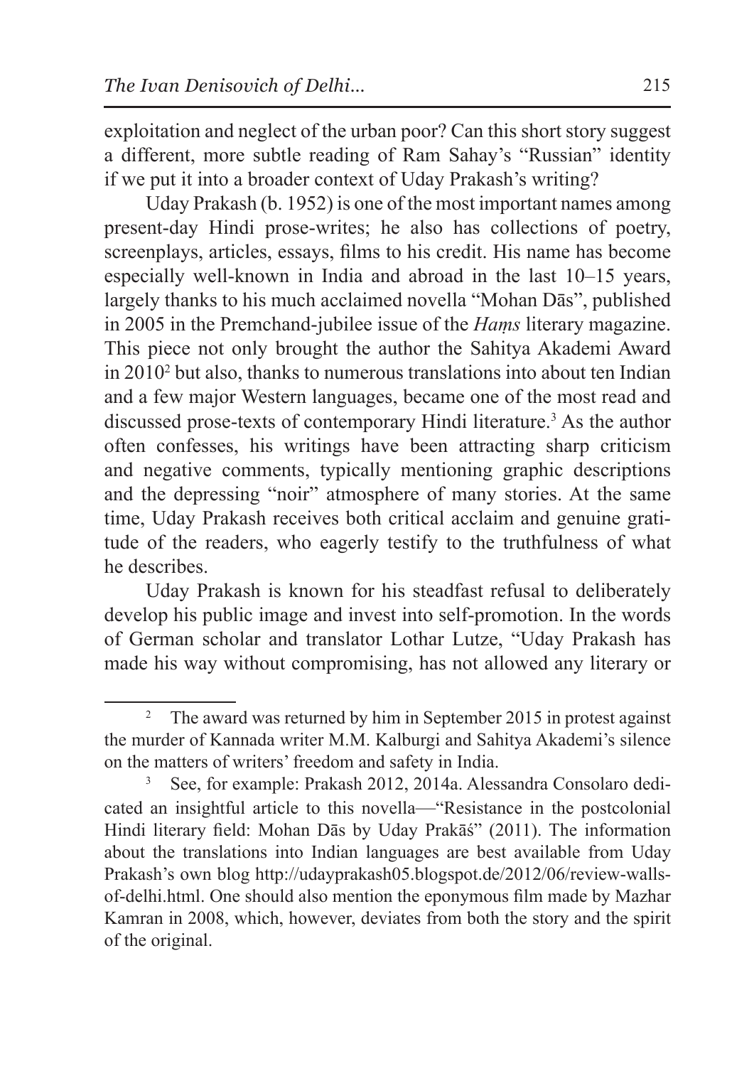exploitation and neglect of the urban poor? Can this short story suggest a different, more subtle reading of Ram Sahay's "Russian" identity if we put it into a broader context of Uday Prakash's writing?

Uday Prakash (b. 1952) is one of the most important names among present-day Hindi prose-writes; he also has collections of poetry, screenplays, articles, essays, films to his credit. His name has become especially well-known in India and abroad in the last 10–15 years, largely thanks to his much acclaimed novella "Mohan Dās", published in 2005 in the Premchand-jubilee issue of the *Haṃs* literary magazine. This piece not only brought the author the Sahitya Akademi Award in 2010[2] but also, thanks to numerous translations into about ten Indian and a few major Western languages, became one of the most read and discussed prose-texts of contemporary Hindi literature.[3] As the author often confesses, his writings have been attracting sharp criticism and negative comments, typically mentioning graphic descriptions and the depressing "noir" atmosphere of many stories. At the same time, Uday Prakash receives both critical acclaim and genuine gratitude of the readers, who eagerly testify to the truthfulness of what he describes.

Uday Prakash is known for his steadfast refusal to deliberately develop his public image and invest into self-promotion. In the words of German scholar and translator Lothar Lutze, "Uday Prakash has made his way without compromising, has not allowed any literary or

---

[2] The award was returned by him in September 2015 in protest against the murder of Kannada writer M.M. Kalburgi and Sahitya Akademi's silence on the matters of writers' freedom and safety in India.

[3] See, for example: Prakash 2012, 2014a. Alessandra Consolaro dedicated an insightful article to this novella—"Resistance in the postcolonial Hindi literary field: Mohan Dās by Uday Prakāś" (2011). The information about the translations into Indian languages are best available from Uday Prakash's own blog http://udayprakash05.blogspot.de/2012/06/review-walls-of-delhi.html. One should also mention the eponymous film made by Mazhar Kamran in 2008, which, however, deviates from both the story and the spirit of the original.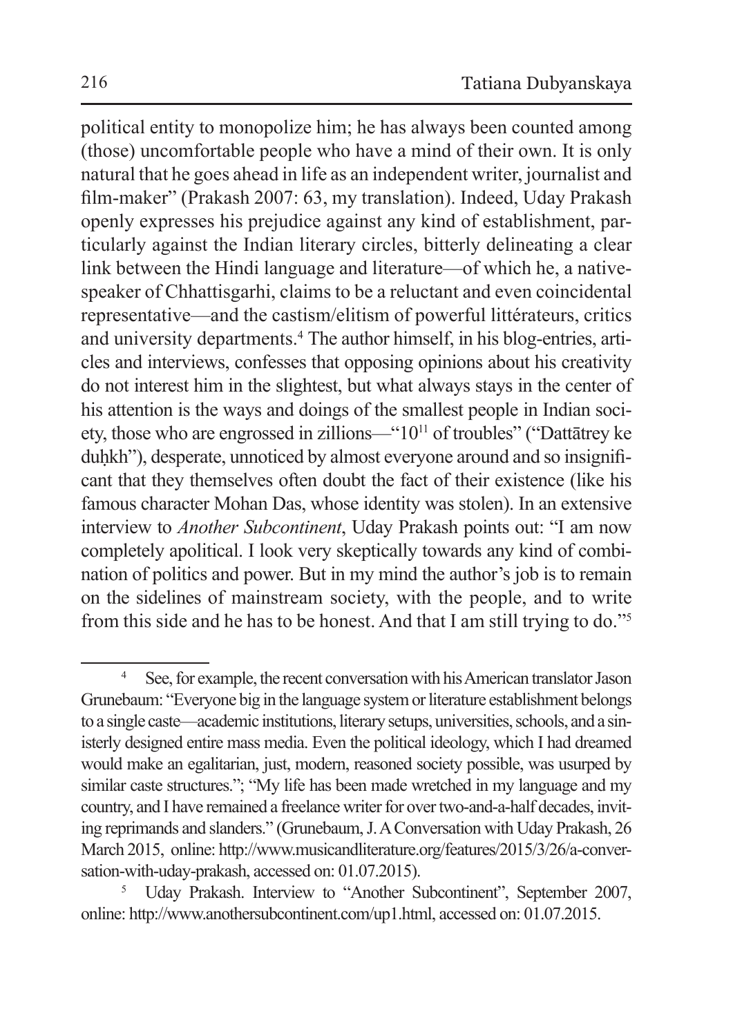political entity to monopolize him; he has always been counted among (those) uncomfortable people who have a mind of their own. It is only natural that he goes ahead in life as an independent writer, journalist and film-maker" (Prakash 2007: 63, my translation). Indeed, Uday Prakash openly expresses his prejudice against any kind of establishment, particularly against the Indian literary circles, bitterly delineating a clear link between the Hindi language and literature—of which he, a native-speaker of Chhattisgarhi, claims to be a reluctant and even coincidental representative—and the castism/elitism of powerful littérateurs, critics and university departments.[4] The author himself, in his blog-entries, articles and interviews, confesses that opposing opinions about his creativity do not interest him in the slightest, but what always stays in the center of his attention is the ways and doings of the smallest people in Indian society, those who are engrossed in zillions—"$10^{11}$ of troubles" ("Dattātrey ke duḥkh"), desperate, unnoticed by almost everyone around and so insignificant that they themselves often doubt the fact of their existence (like his famous character Mohan Das, whose identity was stolen). In an extensive interview to *Another Subcontinent*, Uday Prakash points out: "I am now completely apolitical. I look very skeptically towards any kind of combination of politics and power. But in my mind the author's job is to remain on the sidelines of mainstream society, with the people, and to write from this side and he has to be honest. And that I am still trying to do."[5]

---

[4] See, for example, the recent conversation with his American translator Jason Grunebaum: "Everyone big in the language system or literature establishment belongs to a single caste—academic institutions, literary setups, universities, schools, and a sinisterly designed entire mass media. Even the political ideology, which I had dreamed would make an egalitarian, just, modern, reasoned society possible, was usurped by similar caste structures."; "My life has been made wretched in my language and my country, and I have remained a freelance writer for over two-and-a-half decades, inviting reprimands and slanders." (Grunebaum, J. A Conversation with Uday Prakash, 26 March 2015, online: http://www.musicandliterature.org/features/2015/3/26/a-conversation-with-uday-prakash, accessed on: 01.07.2015).

[5] Uday Prakash. Interview to "Another Subcontinent", September 2007, online: http://www.anothersubcontinent.com/up1.html, accessed on: 01.07.2015.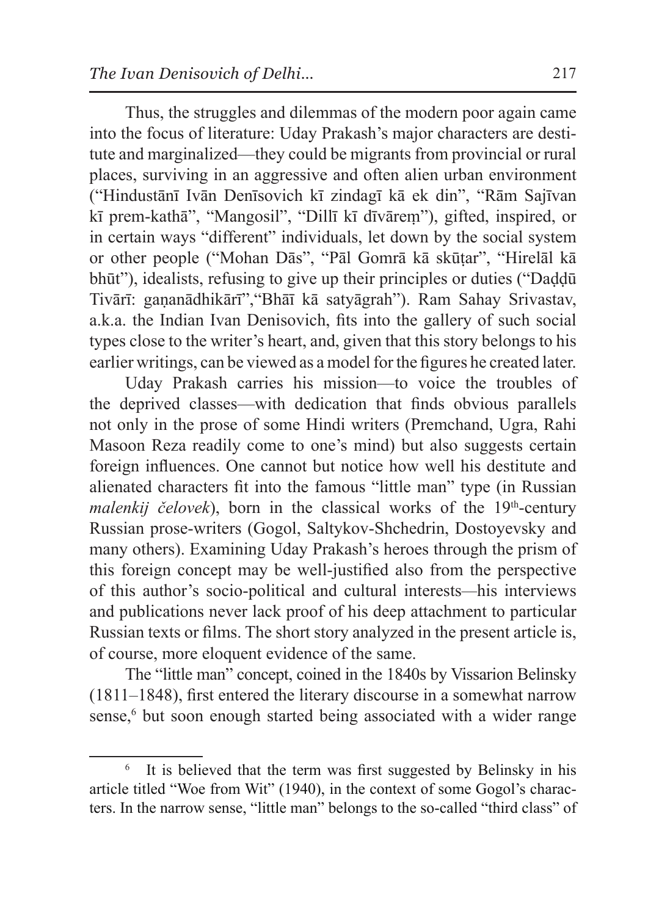Thus, the struggles and dilemmas of the modern poor again came into the focus of literature: Uday Prakash's major characters are destitute and marginalized—they could be migrants from provincial or rural places, surviving in an aggressive and often alien urban environment ("Hindustānī Ivān Denīsovich kī zindagī kā ek din", "Rām Sajīvan kī prem-kathā", "Mangosil", "Dillī kī dīvāreṃ"), gifted, inspired, or in certain ways "different" individuals, let down by the social system or other people ("Mohan Dās", "Pāl Gomrā kā skūṭar", "Hirelāl kā bhūt"), idealists, refusing to give up their principles or duties ("Daḍḍū Tivārī: gaṇanādhikārī","Bhāī kā satyāgrah"). Ram Sahay Srivastav, a.k.a. the Indian Ivan Denisovich, fits into the gallery of such social types close to the writer's heart, and, given that this story belongs to his earlier writings, can be viewed as a model for the figures he created later.

Uday Prakash carries his mission—to voice the troubles of the deprived classes—with dedication that finds obvious parallels not only in the prose of some Hindi writers (Premchand, Ugra, Rahi Masoon Reza readily come to one's mind) but also suggests certain foreign influences. One cannot but notice how well his destitute and alienated characters fit into the famous "little man" type (in Russian *malenkij čelovek*), born in the classical works of the 19th-century Russian prose-writers (Gogol, Saltykov-Shchedrin, Dostoyevsky and many others). Examining Uday Prakash's heroes through the prism of this foreign concept may be well-justified also from the perspective of this author's socio-political and cultural interests—his interviews and publications never lack proof of his deep attachment to particular Russian texts or films. The short story analyzed in the present article is, of course, more eloquent evidence of the same.

The "little man" concept, coined in the 1840s by Vissarion Belinsky (1811–1848), first entered the literary discourse in a somewhat narrow sense,[6] but soon enough started being associated with a wider range

[6] It is believed that the term was first suggested by Belinsky in his article titled "Woe from Wit" (1940), in the context of some Gogol's characters. In the narrow sense, "little man" belongs to the so-called "third class" of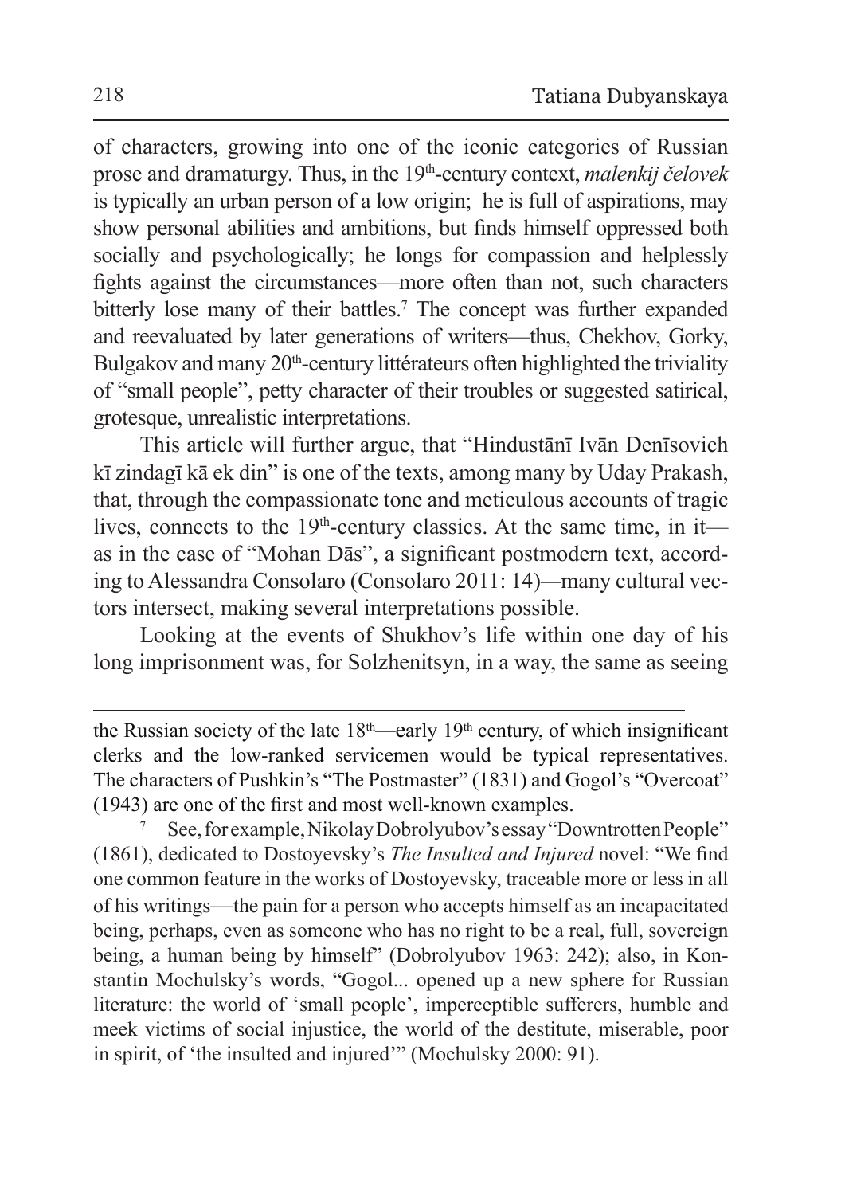of characters, growing into one of the iconic categories of Russian prose and dramaturgy. Thus, in the 19th-century context, *malenkij čelovek* is typically an urban person of a low origin; he is full of aspirations, may show personal abilities and ambitions, but finds himself oppressed both socially and psychologically; he longs for compassion and helplessly fights against the circumstances—more often than not, such characters bitterly lose many of their battles.[7] The concept was further expanded and reevaluated by later generations of writers—thus, Chekhov, Gorky, Bulgakov and many 20th-century littérateurs often highlighted the triviality of "small people", petty character of their troubles or suggested satirical, grotesque, unrealistic interpretations.

This article will further argue, that "Hindustānī Ivān Denīsovich kī zindagī kā ek din" is one of the texts, among many by Uday Prakash, that, through the compassionate tone and meticulous accounts of tragic lives, connects to the 19th-century classics. At the same time, in it—as in the case of "Mohan Dās", a significant postmodern text, according to Alessandra Consolaro (Consolaro 2011: 14)—many cultural vectors intersect, making several interpretations possible.

Looking at the events of Shukhov's life within one day of his long imprisonment was, for Solzhenitsyn, in a way, the same as seeing

---

the Russian society of the late 18th—early 19th century, of which insignificant clerks and the low-ranked servicemen would be typical representatives. The characters of Pushkin's "The Postmaster" (1831) and Gogol's "Overcoat" (1943) are one of the first and most well-known examples.

[7] See, for example, Nikolay Dobrolyubov's essay "Downtrotten People" (1861), dedicated to Dostoyevsky's *The Insulted and Injured* novel: "We find one common feature in the works of Dostoyevsky, traceable more or less in all of his writings—the pain for a person who accepts himself as an incapacitated being, perhaps, even as someone who has no right to be a real, full, sovereign being, a human being by himself" (Dobrolyubov 1963: 242); also, in Konstantin Mochulsky's words, "Gogol... opened up a new sphere for Russian literature: the world of 'small people', imperceptible sufferers, humble and meek victims of social injustice, the world of the destitute, miserable, poor in spirit, of 'the insulted and injured'" (Mochulsky 2000: 91).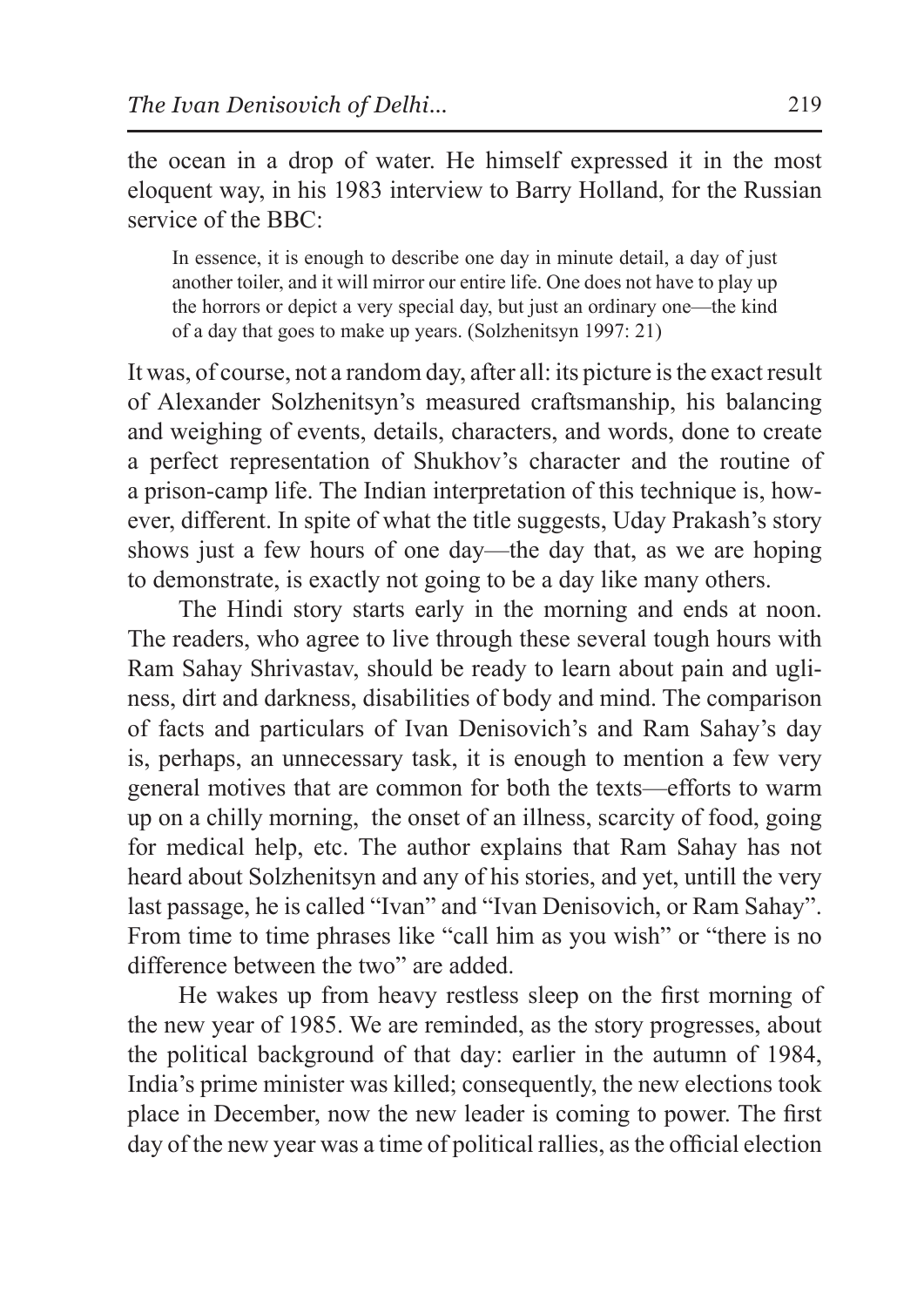the ocean in a drop of water. He himself expressed it in the most eloquent way, in his 1983 interview to Barry Holland, for the Russian service of the BBC:

> In essence, it is enough to describe one day in minute detail, a day of just another toiler, and it will mirror our entire life. One does not have to play up the horrors or depict a very special day, but just an ordinary one—the kind of a day that goes to make up years. (Solzhenitsyn 1997: 21)

It was, of course, not a random day, after all: its picture is the exact result of Alexander Solzhenitsyn's measured craftsmanship, his balancing and weighing of events, details, characters, and words, done to create a perfect representation of Shukhov's character and the routine of a prison-camp life. The Indian interpretation of this technique is, however, different. In spite of what the title suggests, Uday Prakash's story shows just a few hours of one day—the day that, as we are hoping to demonstrate, is exactly not going to be a day like many others.

The Hindi story starts early in the morning and ends at noon. The readers, who agree to live through these several tough hours with Ram Sahay Shrivastav, should be ready to learn about pain and ugliness, dirt and darkness, disabilities of body and mind. The comparison of facts and particulars of Ivan Denisovich's and Ram Sahay's day is, perhaps, an unnecessary task, it is enough to mention a few very general motives that are common for both the texts—efforts to warm up on a chilly morning, the onset of an illness, scarcity of food, going for medical help, etc. The author explains that Ram Sahay has not heard about Solzhenitsyn and any of his stories, and yet, untill the very last passage, he is called "Ivan" and "Ivan Denisovich, or Ram Sahay". From time to time phrases like "call him as you wish" or "there is no difference between the two" are added.

He wakes up from heavy restless sleep on the first morning of the new year of 1985. We are reminded, as the story progresses, about the political background of that day: earlier in the autumn of 1984, India's prime minister was killed; consequently, the new elections took place in December, now the new leader is coming to power. The first day of the new year was a time of political rallies, as the official election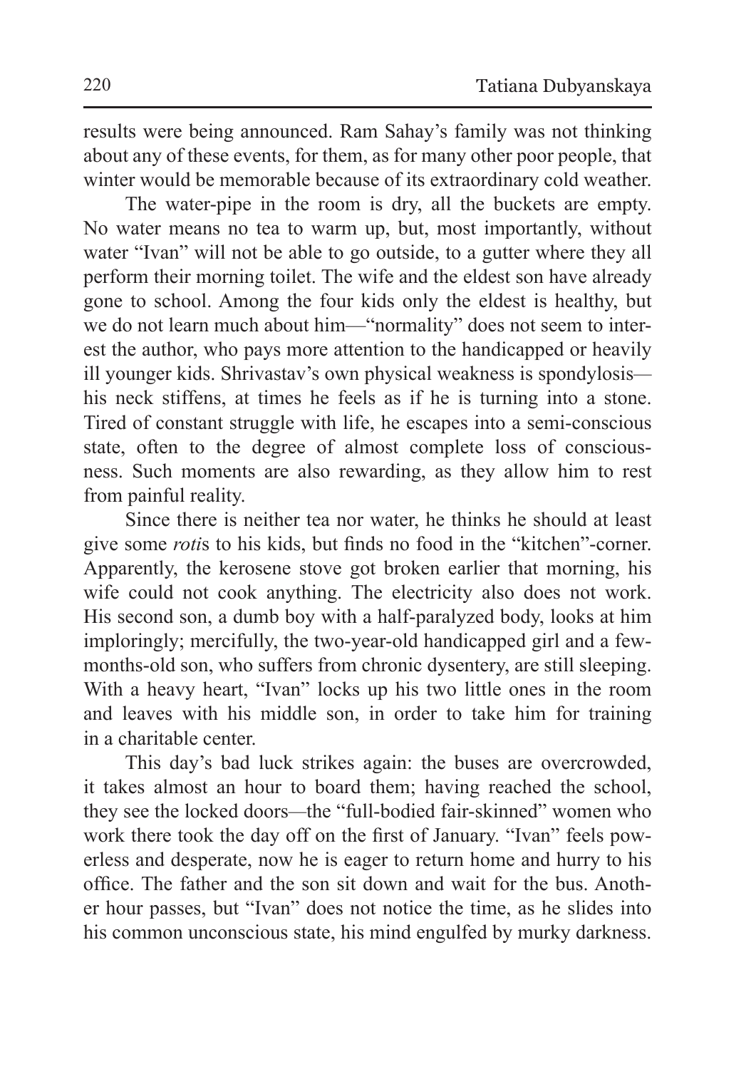results were being announced. Ram Sahay's family was not thinking about any of these events, for them, as for many other poor people, that winter would be memorable because of its extraordinary cold weather.

The water-pipe in the room is dry, all the buckets are empty. No water means no tea to warm up, but, most importantly, without water "Ivan" will not be able to go outside, to a gutter where they all perform their morning toilet. The wife and the eldest son have already gone to school. Among the four kids only the eldest is healthy, but we do not learn much about him—"normality" does not seem to interest the author, who pays more attention to the handicapped or heavily ill younger kids. Shrivastav's own physical weakness is spondylosis—his neck stiffens, at times he feels as if he is turning into a stone. Tired of constant struggle with life, he escapes into a semi-conscious state, often to the degree of almost complete loss of consciousness. Such moments are also rewarding, as they allow him to rest from painful reality.

Since there is neither tea nor water, he thinks he should at least give some *roti*s to his kids, but finds no food in the "kitchen"-corner. Apparently, the kerosene stove got broken earlier that morning, his wife could not cook anything. The electricity also does not work. His second son, a dumb boy with a half-paralyzed body, looks at him imploringly; mercifully, the two-year-old handicapped girl and a few-months-old son, who suffers from chronic dysentery, are still sleeping. With a heavy heart, "Ivan" locks up his two little ones in the room and leaves with his middle son, in order to take him for training in a charitable center.

This day's bad luck strikes again: the buses are overcrowded, it takes almost an hour to board them; having reached the school, they see the locked doors—the "full-bodied fair-skinned" women who work there took the day off on the first of January. "Ivan" feels powerless and desperate, now he is eager to return home and hurry to his office. The father and the son sit down and wait for the bus. Another hour passes, but "Ivan" does not notice the time, as he slides into his common unconscious state, his mind engulfed by murky darkness.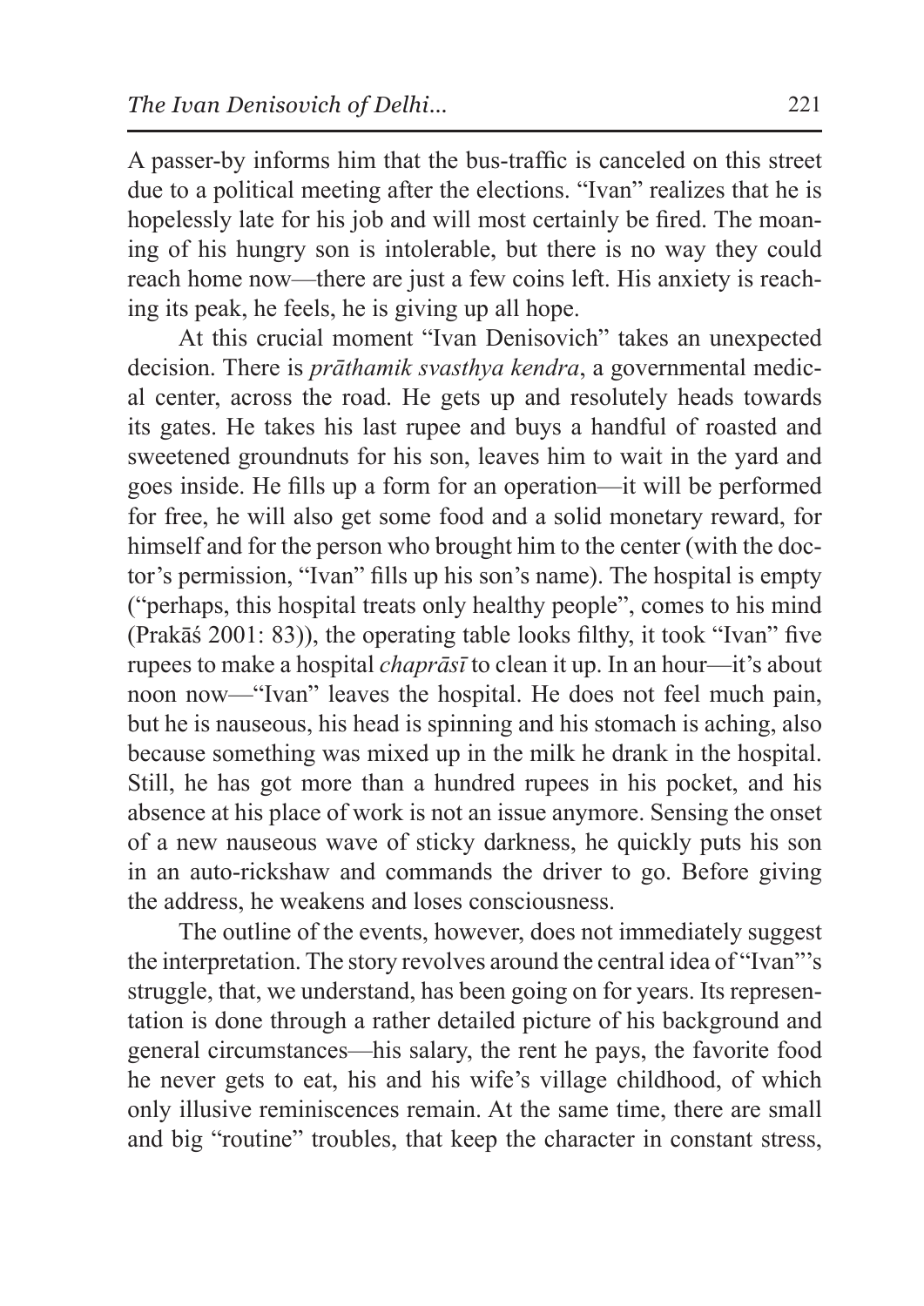A passer-by informs him that the bus-traffic is canceled on this street due to a political meeting after the elections. "Ivan" realizes that he is hopelessly late for his job and will most certainly be fired. The moaning of his hungry son is intolerable, but there is no way they could reach home now—there are just a few coins left. His anxiety is reaching its peak, he feels, he is giving up all hope.

At this crucial moment "Ivan Denisovich" takes an unexpected decision. There is *prāthamik svasthya kendra*, a governmental medical center, across the road. He gets up and resolutely heads towards its gates. He takes his last rupee and buys a handful of roasted and sweetened groundnuts for his son, leaves him to wait in the yard and goes inside. He fills up a form for an operation—it will be performed for free, he will also get some food and a solid monetary reward, for himself and for the person who brought him to the center (with the doctor's permission, "Ivan" fills up his son's name). The hospital is empty ("perhaps, this hospital treats only healthy people", comes to his mind (Prakāś 2001: 83)), the operating table looks filthy, it took "Ivan" five rupees to make a hospital *chaprāsī* to clean it up. In an hour—it's about noon now—"Ivan" leaves the hospital. He does not feel much pain, but he is nauseous, his head is spinning and his stomach is aching, also because something was mixed up in the milk he drank in the hospital. Still, he has got more than a hundred rupees in his pocket, and his absence at his place of work is not an issue anymore. Sensing the onset of a new nauseous wave of sticky darkness, he quickly puts his son in an auto-rickshaw and commands the driver to go. Before giving the address, he weakens and loses consciousness.

The outline of the events, however, does not immediately suggest the interpretation. The story revolves around the central idea of "Ivan"'s struggle, that, we understand, has been going on for years. Its representation is done through a rather detailed picture of his background and general circumstances—his salary, the rent he pays, the favorite food he never gets to eat, his and his wife's village childhood, of which only illusive reminiscences remain. At the same time, there are small and big "routine" troubles, that keep the character in constant stress,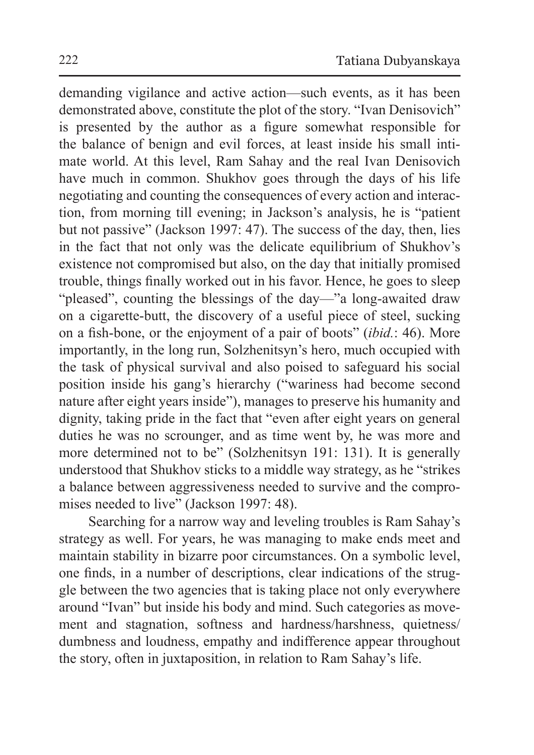demanding vigilance and active action—such events, as it has been demonstrated above, constitute the plot of the story. "Ivan Denisovich" is presented by the author as a figure somewhat responsible for the balance of benign and evil forces, at least inside his small intimate world. At this level, Ram Sahay and the real Ivan Denisovich have much in common. Shukhov goes through the days of his life negotiating and counting the consequences of every action and interaction, from morning till evening; in Jackson's analysis, he is "patient but not passive" (Jackson 1997: 47). The success of the day, then, lies in the fact that not only was the delicate equilibrium of Shukhov's existence not compromised but also, on the day that initially promised trouble, things finally worked out in his favor. Hence, he goes to sleep "pleased", counting the blessings of the day—"a long-awaited draw on a cigarette-butt, the discovery of a useful piece of steel, sucking on a fish-bone, or the enjoyment of a pair of boots" (*ibid.*: 46). More importantly, in the long run, Solzhenitsyn's hero, much occupied with the task of physical survival and also poised to safeguard his social position inside his gang's hierarchy ("wariness had become second nature after eight years inside"), manages to preserve his humanity and dignity, taking pride in the fact that "even after eight years on general duties he was no scrounger, and as time went by, he was more and more determined not to be" (Solzhenitsyn 191: 131). It is generally understood that Shukhov sticks to a middle way strategy, as he "strikes a balance between aggressiveness needed to survive and the compromises needed to live" (Jackson 1997: 48).

Searching for a narrow way and leveling troubles is Ram Sahay's strategy as well. For years, he was managing to make ends meet and maintain stability in bizarre poor circumstances. On a symbolic level, one finds, in a number of descriptions, clear indications of the struggle between the two agencies that is taking place not only everywhere around "Ivan" but inside his body and mind. Such categories as movement and stagnation, softness and hardness/harshness, quietness/dumbness and loudness, empathy and indifference appear throughout the story, often in juxtaposition, in relation to Ram Sahay's life.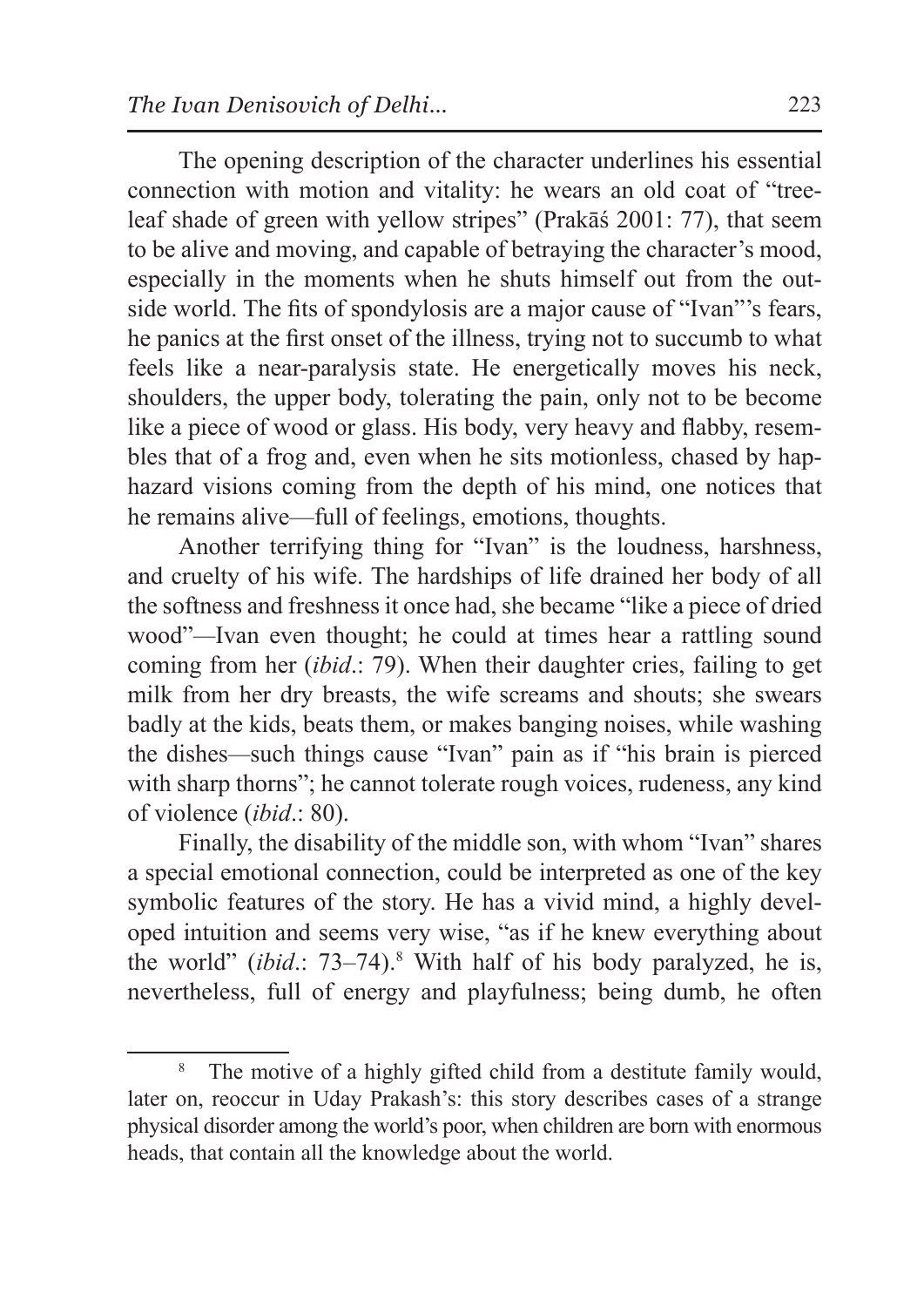The opening description of the character underlines his essential connection with motion and vitality: he wears an old coat of "tree-leaf shade of green with yellow stripes" (Prakāś 2001: 77), that seem to be alive and moving, and capable of betraying the character's mood, especially in the moments when he shuts himself out from the outside world. The fits of spondylosis are a major cause of "Ivan"'s fears, he panics at the first onset of the illness, trying not to succumb to what feels like a near-paralysis state. He energetically moves his neck, shoulders, the upper body, tolerating the pain, only not to be become like a piece of wood or glass. His body, very heavy and flabby, resembles that of a frog and, even when he sits motionless, chased by haphazard visions coming from the depth of his mind, one notices that he remains alive—full of feelings, emotions, thoughts.

Another terrifying thing for "Ivan" is the loudness, harshness, and cruelty of his wife. The hardships of life drained her body of all the softness and freshness it once had, she became "like a piece of dried wood"—Ivan even thought; he could at times hear a rattling sound coming from her (*ibid*.: 79). When their daughter cries, failing to get milk from her dry breasts, the wife screams and shouts; she swears badly at the kids, beats them, or makes banging noises, while washing the dishes—such things cause "Ivan" pain as if "his brain is pierced with sharp thorns"; he cannot tolerate rough voices, rudeness, any kind of violence (*ibid*.: 80).

Finally, the disability of the middle son, with whom "Ivan" shares a special emotional connection, could be interpreted as one of the key symbolic features of the story. He has a vivid mind, a highly developed intuition and seems very wise, "as if he knew everything about the world" (*ibid*.: 73–74).[8] With half of his body paralyzed, he is, nevertheless, full of energy and playfulness; being dumb, he often

[8] The motive of a highly gifted child from a destitute family would, later on, reoccur in Uday Prakash's: this story describes cases of a strange physical disorder among the world's poor, when children are born with enormous heads, that contain all the knowledge about the world.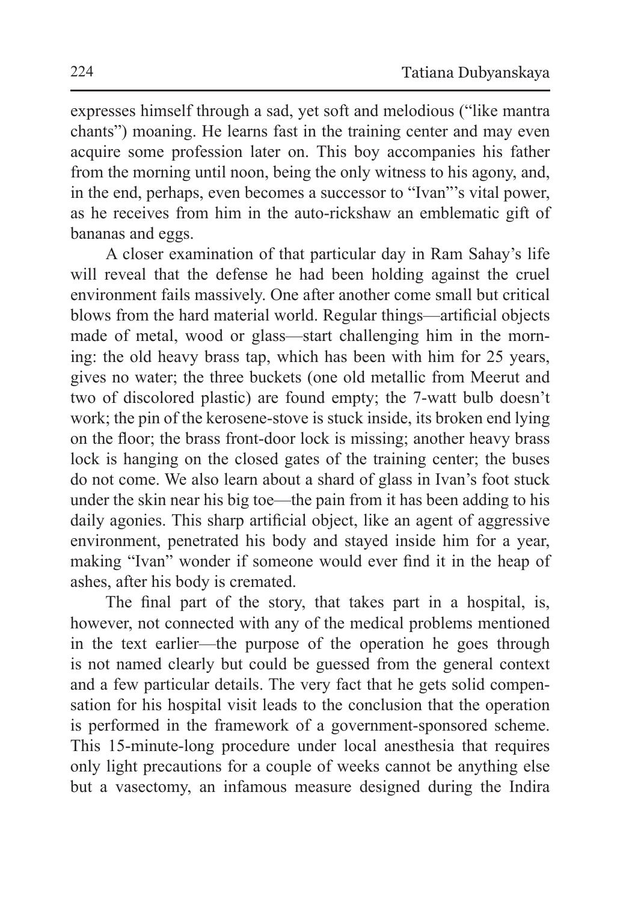expresses himself through a sad, yet soft and melodious ("like mantra chants") moaning. He learns fast in the training center and may even acquire some profession later on. This boy accompanies his father from the morning until noon, being the only witness to his agony, and, in the end, perhaps, even becomes a successor to "Ivan"'s vital power, as he receives from him in the auto-rickshaw an emblematic gift of bananas and eggs.

A closer examination of that particular day in Ram Sahay's life will reveal that the defense he had been holding against the cruel environment fails massively. One after another come small but critical blows from the hard material world. Regular things—artificial objects made of metal, wood or glass—start challenging him in the morning: the old heavy brass tap, which has been with him for 25 years, gives no water; the three buckets (one old metallic from Meerut and two of discolored plastic) are found empty; the 7-watt bulb doesn't work; the pin of the kerosene-stove is stuck inside, its broken end lying on the floor; the brass front-door lock is missing; another heavy brass lock is hanging on the closed gates of the training center; the buses do not come. We also learn about a shard of glass in Ivan's foot stuck under the skin near his big toe—the pain from it has been adding to his daily agonies. This sharp artificial object, like an agent of aggressive environment, penetrated his body and stayed inside him for a year, making "Ivan" wonder if someone would ever find it in the heap of ashes, after his body is cremated.

The final part of the story, that takes part in a hospital, is, however, not connected with any of the medical problems mentioned in the text earlier—the purpose of the operation he goes through is not named clearly but could be guessed from the general context and a few particular details. The very fact that he gets solid compensation for his hospital visit leads to the conclusion that the operation is performed in the framework of a government-sponsored scheme. This 15-minute-long procedure under local anesthesia that requires only light precautions for a couple of weeks cannot be anything else but a vasectomy, an infamous measure designed during the Indira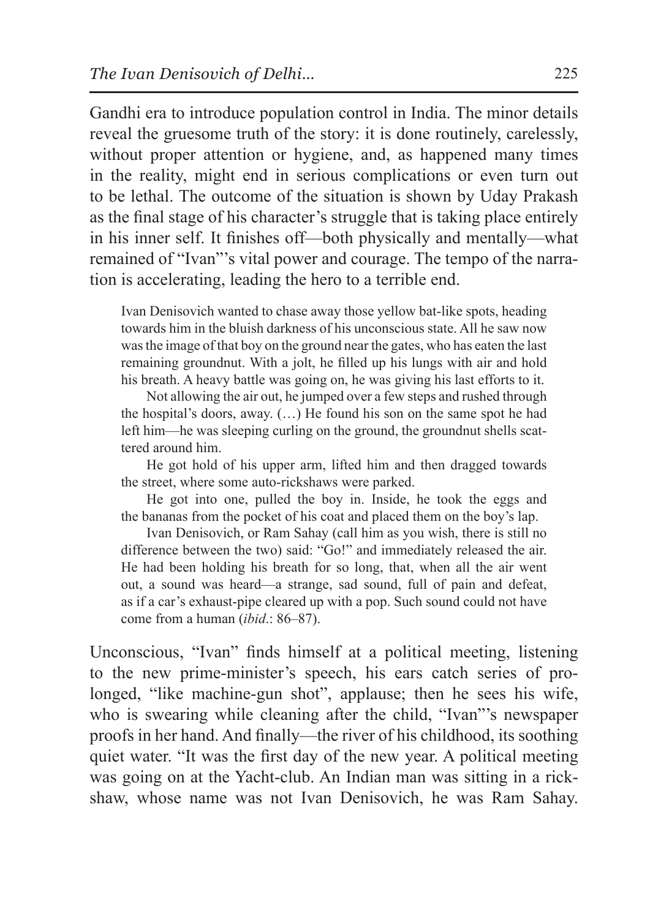Gandhi era to introduce population control in India. The minor details reveal the gruesome truth of the story: it is done routinely, carelessly, without proper attention or hygiene, and, as happened many times in the reality, might end in serious complications or even turn out to be lethal. The outcome of the situation is shown by Uday Prakash as the final stage of his character's struggle that is taking place entirely in his inner self. It finishes off—both physically and mentally—what remained of "Ivan"'s vital power and courage. The tempo of the narration is accelerating, leading the hero to a terrible end.

> Ivan Denisovich wanted to chase away those yellow bat-like spots, heading towards him in the bluish darkness of his unconscious state. All he saw now was the image of that boy on the ground near the gates, who has eaten the last remaining groundnut. With a jolt, he filled up his lungs with air and hold his breath. A heavy battle was going on, he was giving his last efforts to it.
>
> Not allowing the air out, he jumped over a few steps and rushed through the hospital's doors, away. (…) He found his son on the same spot he had left him—he was sleeping curling on the ground, the groundnut shells scattered around him.
>
> He got hold of his upper arm, lifted him and then dragged towards the street, where some auto-rickshaws were parked.
>
> He got into one, pulled the boy in. Inside, he took the eggs and the bananas from the pocket of his coat and placed them on the boy's lap.
>
> Ivan Denisovich, or Ram Sahay (call him as you wish, there is still no difference between the two) said: "Go!" and immediately released the air. He had been holding his breath for so long, that, when all the air went out, a sound was heard—a strange, sad sound, full of pain and defeat, as if a car's exhaust-pipe cleared up with a pop. Such sound could not have come from a human (*ibid*.: 86–87).

Unconscious, "Ivan" finds himself at a political meeting, listening to the new prime-minister's speech, his ears catch series of prolonged, "like machine-gun shot", applause; then he sees his wife, who is swearing while cleaning after the child, "Ivan"'s newspaper proofs in her hand. And finally—the river of his childhood, its soothing quiet water. "It was the first day of the new year. A political meeting was going on at the Yacht-club. An Indian man was sitting in a rickshaw, whose name was not Ivan Denisovich, he was Ram Sahay.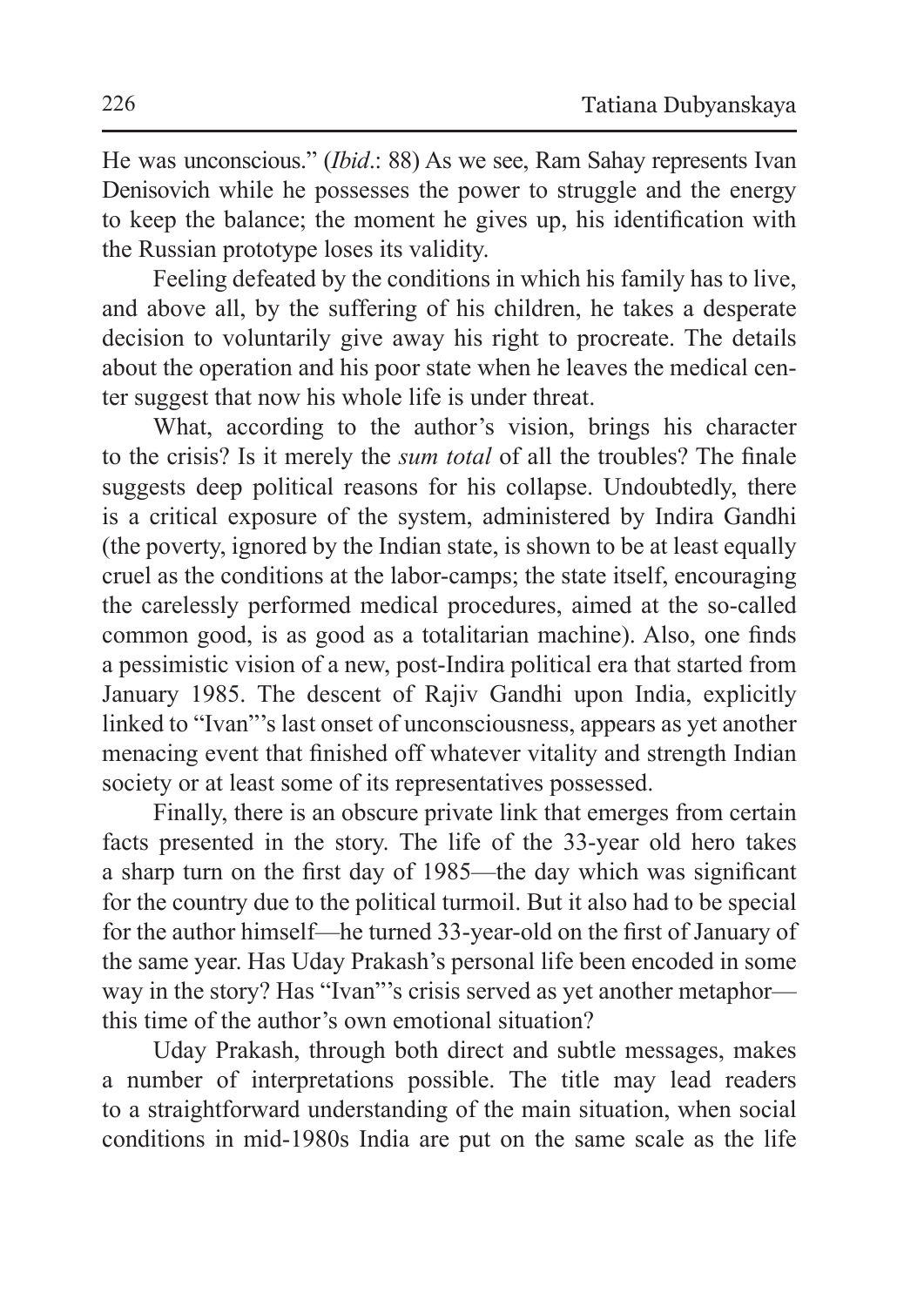He was unconscious." (*Ibid*.: 88) As we see, Ram Sahay represents Ivan Denisovich while he possesses the power to struggle and the energy to keep the balance; the moment he gives up, his identification with the Russian prototype loses its validity.

Feeling defeated by the conditions in which his family has to live, and above all, by the suffering of his children, he takes a desperate decision to voluntarily give away his right to procreate. The details about the operation and his poor state when he leaves the medical center suggest that now his whole life is under threat.

What, according to the author's vision, brings his character to the crisis? Is it merely the *sum total* of all the troubles? The finale suggests deep political reasons for his collapse. Undoubtedly, there is a critical exposure of the system, administered by Indira Gandhi (the poverty, ignored by the Indian state, is shown to be at least equally cruel as the conditions at the labor-camps; the state itself, encouraging the carelessly performed medical procedures, aimed at the so-called common good, is as good as a totalitarian machine). Also, one finds a pessimistic vision of a new, post-Indira political era that started from January 1985. The descent of Rajiv Gandhi upon India, explicitly linked to "Ivan"'s last onset of unconsciousness, appears as yet another menacing event that finished off whatever vitality and strength Indian society or at least some of its representatives possessed.

Finally, there is an obscure private link that emerges from certain facts presented in the story. The life of the 33-year old hero takes a sharp turn on the first day of 1985—the day which was significant for the country due to the political turmoil. But it also had to be special for the author himself—he turned 33-year-old on the first of January of the same year. Has Uday Prakash's personal life been encoded in some way in the story? Has "Ivan"'s crisis served as yet another metaphor—this time of the author's own emotional situation?

Uday Prakash, through both direct and subtle messages, makes a number of interpretations possible. The title may lead readers to a straightforward understanding of the main situation, when social conditions in mid-1980s India are put on the same scale as the life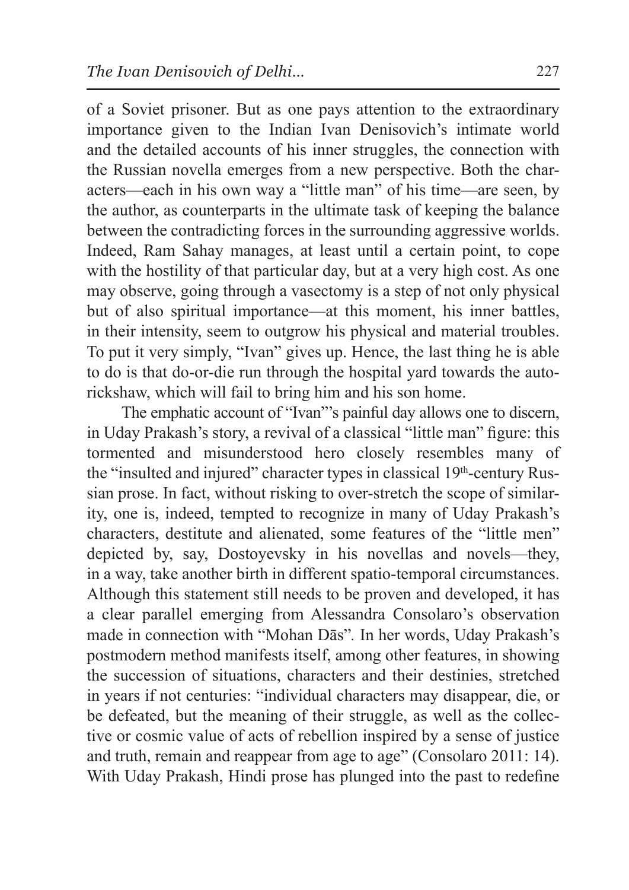of a Soviet prisoner. But as one pays attention to the extraordinary importance given to the Indian Ivan Denisovich's intimate world and the detailed accounts of his inner struggles, the connection with the Russian novella emerges from a new perspective. Both the characters—each in his own way a "little man" of his time—are seen, by the author, as counterparts in the ultimate task of keeping the balance between the contradicting forces in the surrounding aggressive worlds. Indeed, Ram Sahay manages, at least until a certain point, to cope with the hostility of that particular day, but at a very high cost. As one may observe, going through a vasectomy is a step of not only physical but of also spiritual importance—at this moment, his inner battles, in their intensity, seem to outgrow his physical and material troubles. To put it very simply, "Ivan" gives up. Hence, the last thing he is able to do is that do-or-die run through the hospital yard towards the auto-rickshaw, which will fail to bring him and his son home.

The emphatic account of "Ivan"'s painful day allows one to discern, in Uday Prakash's story, a revival of a classical "little man" figure: this tormented and misunderstood hero closely resembles many of the "insulted and injured" character types in classical 19th-century Russian prose. In fact, without risking to over-stretch the scope of similarity, one is, indeed, tempted to recognize in many of Uday Prakash's characters, destitute and alienated, some features of the "little men" depicted by, say, Dostoyevsky in his novellas and novels—they, in a way, take another birth in different spatio-temporal circumstances. Although this statement still needs to be proven and developed, it has a clear parallel emerging from Alessandra Consolaro's observation made in connection with "Mohan Dās". In her words, Uday Prakash's postmodern method manifests itself, among other features, in showing the succession of situations, characters and their destinies, stretched in years if not centuries: "individual characters may disappear, die, or be defeated, but the meaning of their struggle, as well as the collective or cosmic value of acts of rebellion inspired by a sense of justice and truth, remain and reappear from age to age" (Consolaro 2011: 14). With Uday Prakash, Hindi prose has plunged into the past to redefine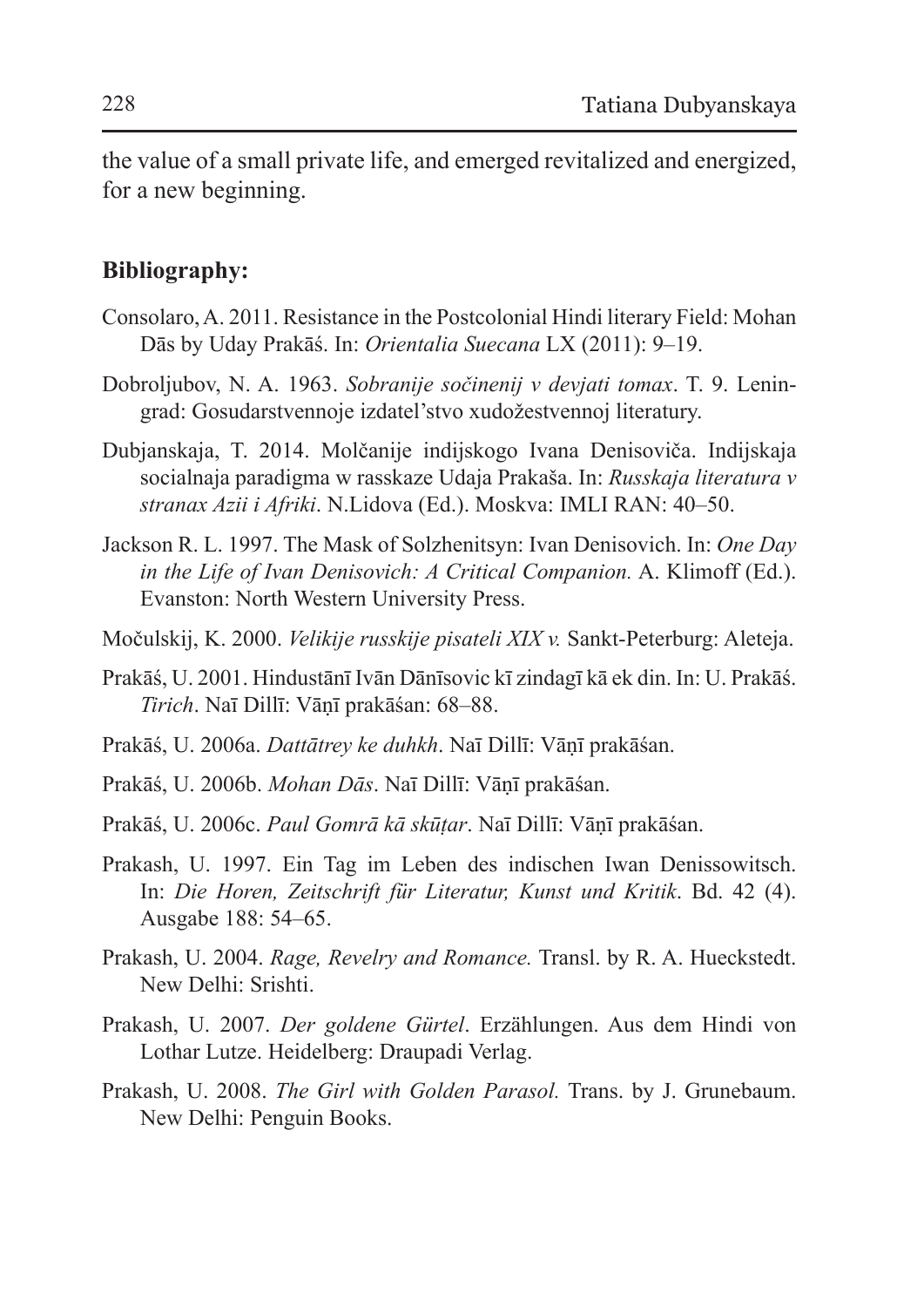the value of a small private life, and emerged revitalized and energized, for a new beginning.

**Bibliography:**

Consolaro, A. 2011. Resistance in the Postcolonial Hindi literary Field: Mohan Dās by Uday Prakāś. In: *Orientalia Suecana* LX (2011): 9–19.

Dobroljubov, N. A. 1963. *Sobranije sočinenij v devjati tomax*. T. 9. Leningrad: Gosudarstvennoje izdatel'stvo xudožestvennoj literatury.

Dubjanskaja, T. 2014. Molčanije indijskogo Ivana Denisoviča. Indijskaja socialnaja paradigma w rasskaze Udaja Prakaša. In: *Russkaja literatura v stranax Azii i Afriki*. N.Lidova (Ed.). Moskva: IMLI RAN: 40–50.

Jackson R. L. 1997. The Mask of Solzhenitsyn: Ivan Denisovich. In: *One Day in the Life of Ivan Denisovich: A Critical Companion.* A. Klimoff (Ed.). Evanston: North Western University Press.

Močulskij, K. 2000. *Velikije russkije pisateli XIX v.* Sankt-Peterburg: Aleteja.

Prakāś, U. 2001. Hindustānī Ivān Dānīsovic kī zindagī kā ek din. In: U. Prakāś. *Tirich*. Naī Dillī: Vāṇī prakāśan: 68–88.

Prakāś, U. 2006a. *Dattātrey ke duhkh*. Naī Dillī: Vāṇī prakāśan.

Prakāś, U. 2006b. *Mohan Dās*. Naī Dillī: Vāṇī prakāśan.

Prakāś, U. 2006c. *Paul Gomrā kā skūṭar*. Naī Dillī: Vāṇī prakāśan.

Prakash, U. 1997. Ein Tag im Leben des indischen Iwan Denissowitsch. In: *Die Horen, Zeitschrift für Literatur, Kunst und Kritik*. Bd. 42 (4). Ausgabe 188: 54–65.

Prakash, U. 2004. *Rage, Revelry and Romance.* Transl. by R. A. Hueckstedt. New Delhi: Srishti.

Prakash, U. 2007. *Der goldene Gürtel*. Erzählungen. Aus dem Hindi von Lothar Lutze. Heidelberg: Draupadi Verlag.

Prakash, U. 2008. *The Girl with Golden Parasol.* Trans. by J. Grunebaum. New Delhi: Penguin Books.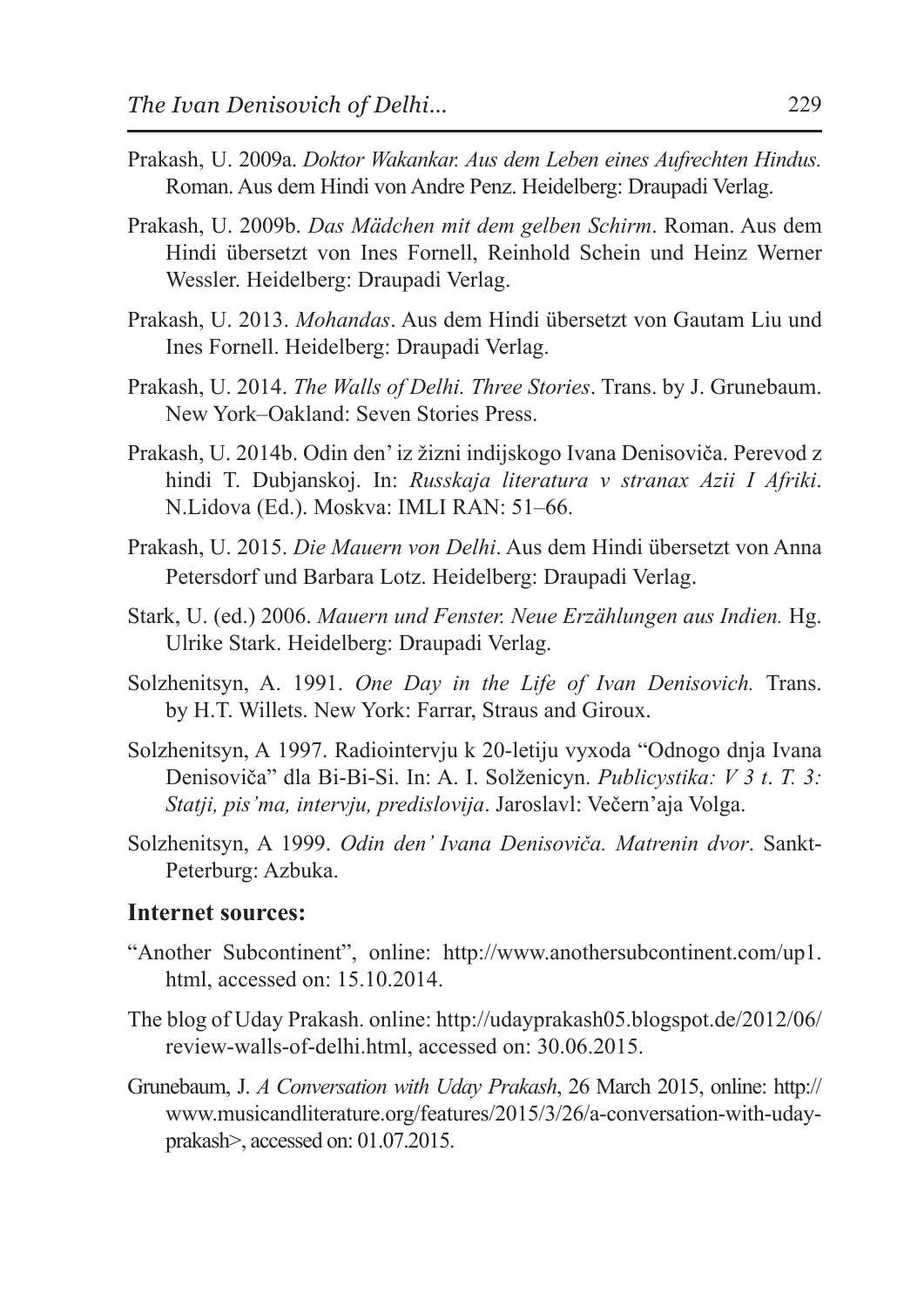Prakash, U. 2009a. *Doktor Wakankar. Aus dem Leben eines Aufrechten Hindus.* Roman. Aus dem Hindi von Andre Penz. Heidelberg: Draupadi Verlag.

Prakash, U. 2009b. *Das Mädchen mit dem gelben Schirm*. Roman. Aus dem Hindi übersetzt von Ines Fornell, Reinhold Schein und Heinz Werner Wessler. Heidelberg: Draupadi Verlag.

Prakash, U. 2013. *Mohandas*. Aus dem Hindi übersetzt von Gautam Liu und Ines Fornell. Heidelberg: Draupadi Verlag.

Prakash, U. 2014. *The Walls of Delhi. Three Stories*. Trans. by J. Grunebaum. New York–Oakland: Seven Stories Press.

Prakash, U. 2014b. Odin den' iz žizni indijskogo Ivana Denisoviča. Perevod z hindi T. Dubjanskoj. In: *Russkaja literatura v stranax Azii I Afriki*. N.Lidova (Ed.). Moskva: IMLI RAN: 51–66.

Prakash, U. 2015. *Die Mauern von Delhi*. Aus dem Hindi übersetzt von Anna Petersdorf und Barbara Lotz. Heidelberg: Draupadi Verlag.

Stark, U. (ed.) 2006. *Mauern und Fenster. Neue Erzählungen aus Indien.* Hg. Ulrike Stark. Heidelberg: Draupadi Verlag.

Solzhenitsyn, A. 1991. *One Day in the Life of Ivan Denisovich.* Trans. by H.T. Willets. New York: Farrar, Straus and Giroux.

Solzhenitsyn, A 1997. Radiointervju k 20-letiju vyxoda "Odnogo dnja Ivana Denisoviča" dla Bi-Bi-Si. In: A. I. Solženicyn. *Publicystika: V 3 t. T. 3: Statji, pis'ma, intervju, predislovija*. Jaroslavl: Večern'aja Volga.

Solzhenitsyn, A 1999. *Odin den' Ivana Denisoviča. Matrenin dvor*. Sankt-Peterburg: Azbuka.

### Internet sources:

"Another Subcontinent", online: http://www.anothersubcontinent.com/up1.html, accessed on: 15.10.2014.

The blog of Uday Prakash. online: http://udayprakash05.blogspot.de/2012/06/review-walls-of-delhi.html, accessed on: 30.06.2015.

Grunebaum, J. *A Conversation with Uday Prakash*, 26 March 2015, online: http://www.musicandliterature.org/features/2015/3/26/a-conversation-with-uday-prakash>, accessed on: 01.07.2015.